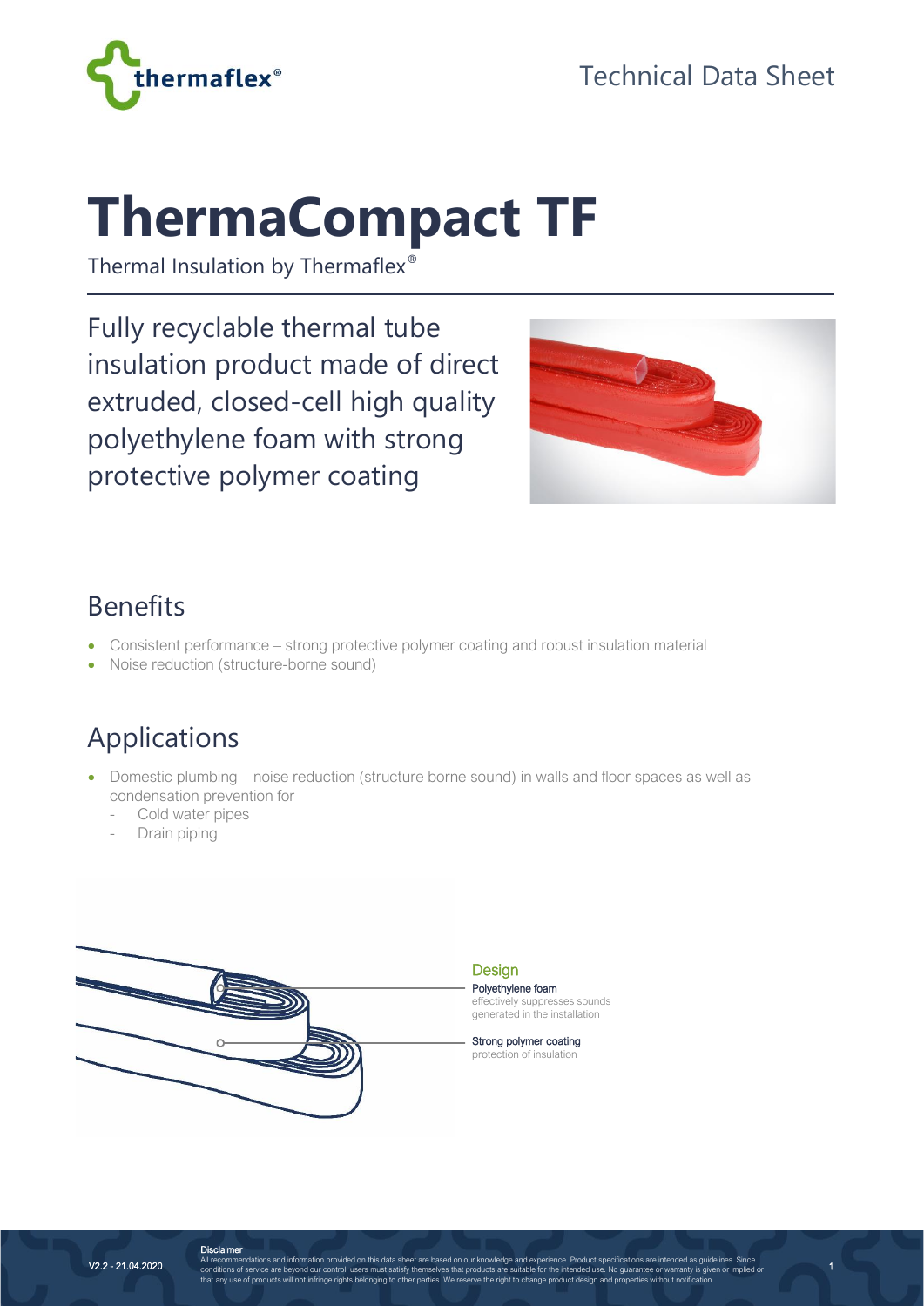Technical Data Sheet

# ThermaCompact TF

Thermal Insulation by Thermaflex®

Fully recyclable thermal tube insulation product made of direct extruded, closed-cell high quality polyethylene foam with strong protective polymer coating

## Benefits

- Consistent performance – strong protective polymer coating and robust insulation material
- Noise reduction (structure-borne sound)

## Applications

- Domestic plumbing – noise reduction (structure borne sound) in walls and floor spaces as well as condensation prevention for
  - Cold water pipes
  - Drain piping

### Design

**Polyethylene foam**
effectively suppresses sounds generated in the installation

**Strong polymer coating**
protection of insulation

V2.2 - 21.04.2020

**Disclaimer**
All recommendations and information provided on this data sheet are based on our knowledge and experience. Product specifications are intended as guidelines. Since conditions of service are beyond our control, users must satisfy themselves that products are suitable for the intended use. No guarantee or warranty is given or implied or that any use of products will not infringe rights belonging to other parties. We reserve the right to change product design and properties without notification.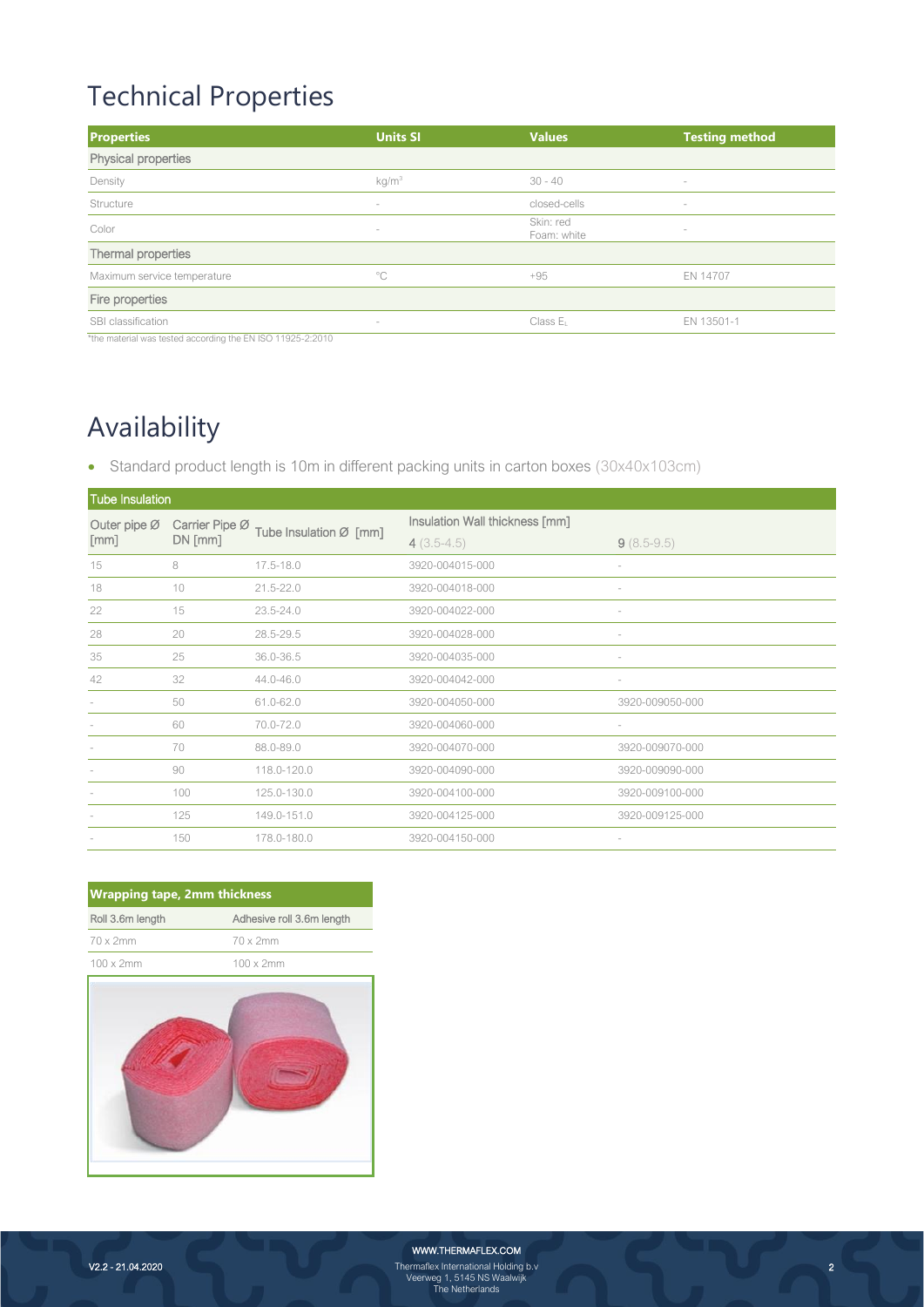# Technical Properties

| Properties | Units SI | Values | Testing method |
|---|---|---|---|
| Physical properties | | | |
| Density | kg/m³ | 30 - 40 | - |
| Structure | - | closed-cells | - |
| Color | - | Skin: red<br>Foam: white | - |
| Thermal properties | | | |
| Maximum service temperature | °C | +95 | EN 14707 |
| Fire properties | | | |
| SBI classification | - | Class $E_L$ | EN 13501-1 |

*the material was tested according the EN ISO 11925-2:2010

# Availability

- Standard product length is 10m in different packing units in carton boxes (30x40x103cm)

| Tube Insulation | | | | |
|---|---|---|---|---|
| Outer pipe Ø [mm] | Carrier Pipe Ø DN [mm] | Tube Insulation Ø [mm] | Insulation Wall thickness [mm] | |
| | | | 4 (3.5-4.5) | 9 (8.5-9.5) |
| 15 | 8 | 17.5-18.0 | 3920-004015-000 | - |
| 18 | 10 | 21.5-22.0 | 3920-004018-000 | - |
| 22 | 15 | 23.5-24.0 | 3920-004022-000 | - |
| 28 | 20 | 28.5-29.5 | 3920-004028-000 | - |
| 35 | 25 | 36.0-36.5 | 3920-004035-000 | - |
| 42 | 32 | 44.0-46.0 | 3920-004042-000 | - |
| - | 50 | 61.0-62.0 | 3920-004050-000 | 3920-009050-000 |
| - | 60 | 70.0-72.0 | 3920-004060-000 | - |
| - | 70 | 88.0-89.0 | 3920-004070-000 | 3920-009070-000 |
| - | 90 | 118.0-120.0 | 3920-004090-000 | 3920-009090-000 |
| - | 100 | 125.0-130.0 | 3920-004100-000 | 3920-009100-000 |
| - | 125 | 149.0-151.0 | 3920-004125-000 | 3920-009125-000 |
| - | 150 | 178.0-180.0 | 3920-004150-000 | - |

| Wrapping tape, 2mm thickness | |
|---|---|
| Roll 3.6m length | Adhesive roll 3.6m length |
| 70 x 2mm | 70 x 2mm |
| 100 x 2mm | 100 x 2mm |

V2.2 - 21.04.2020

WWW.THERMAFLEX.COM
Thermaflex International Holding b.v
Veerweg 1, 5145 NS Waalwijk
The Netherlands